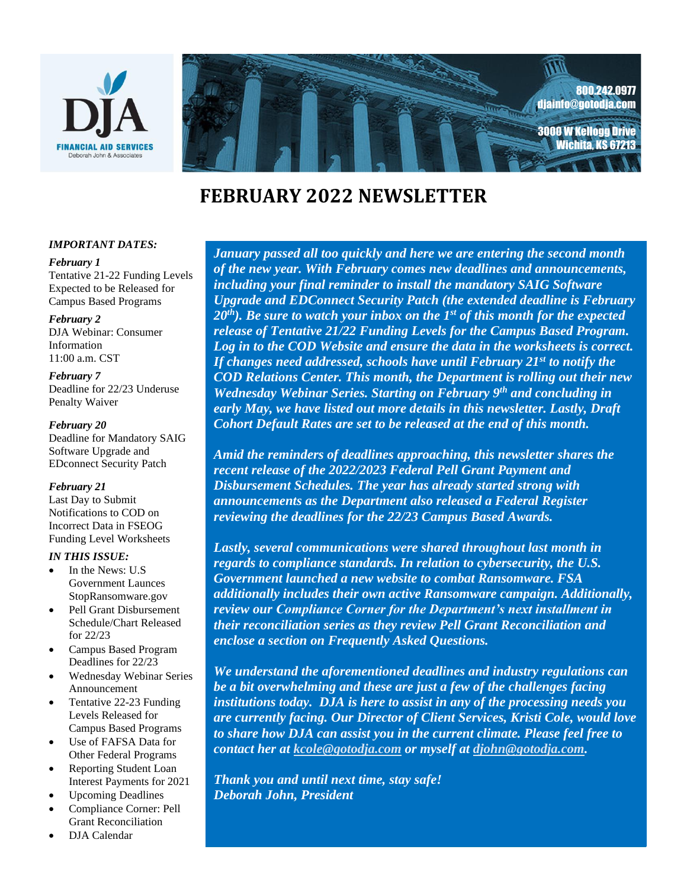DJA

FINANCIAL AID SERVICES
Deborah John & Associates

800.242.0977
djainfo@gotodja.com

3000 W Kellogg Drive
Wichita, KS 67213

# FEBRUARY 2022 NEWSLETTER

***IMPORTANT DATES:***

***February 1***
Tentative 21-22 Funding Levels Expected to be Released for Campus Based Programs

***February 2***
DJA Webinar: Consumer Information
11:00 a.m. CST

***February 7***
Deadline for 22/23 Underuse Penalty Waiver

***February 20***
Deadline for Mandatory SAIG Software Upgrade and EDconnect Security Patch

***February 21***
Last Day to Submit Notifications to COD on Incorrect Data in FSEOG Funding Level Worksheets

***IN THIS ISSUE:***

- In the News: U.S Government Launces StopRansomware.gov
- Pell Grant Disbursement Schedule/Chart Released for 22/23
- Campus Based Program Deadlines for 22/23
- Wednesday Webinar Series Announcement
- Tentative 22-23 Funding Levels Released for Campus Based Programs
- Use of FAFSA Data for Other Federal Programs
- Reporting Student Loan Interest Payments for 2021
- Upcoming Deadlines
- Compliance Corner: Pell Grant Reconciliation
- DJA Calendar

***January passed all too quickly and here we are entering the second month of the new year. With February comes new deadlines and announcements, including your final reminder to install the mandatory SAIG Software Upgrade and EDConnect Security Patch (the extended deadline is February 20th). Be sure to watch your inbox on the 1st of this month for the expected release of Tentative 21/22 Funding Levels for the Campus Based Program. Log in to the COD Website and ensure the data in the worksheets is correct. If changes need addressed, schools have until February 21st to notify the COD Relations Center. This month, the Department is rolling out their new Wednesday Webinar Series. Starting on February 9th and concluding in early May, we have listed out more details in this newsletter. Lastly, Draft Cohort Default Rates are set to be released at the end of this month.***

***Amid the reminders of deadlines approaching, this newsletter shares the recent release of the 2022/2023 Federal Pell Grant Payment and Disbursement Schedules. The year has already started strong with announcements as the Department also released a Federal Register reviewing the deadlines for the 22/23 Campus Based Awards.***

***Lastly, several communications were shared throughout last month in regards to compliance standards. In relation to cybersecurity, the U.S. Government launched a new website to combat Ransomware. FSA additionally includes their own active Ransomware campaign. Additionally, review our Compliance Corner for the Department's next installment in their reconciliation series as they review Pell Grant Reconciliation and enclose a section on Frequently Asked Questions.***

***We understand the aforementioned deadlines and industry regulations can be a bit overwhelming and these are just a few of the challenges facing institutions today. DJA is here to assist in any of the processing needs you are currently facing. Our Director of Client Services, Kristi Cole, would love to share how DJA can assist you in the current climate. Please feel free to contact her at kcole@gotodja.com or myself at djohn@gotodja.com.***

***Thank you and until next time, stay safe!***
***Deborah John, President***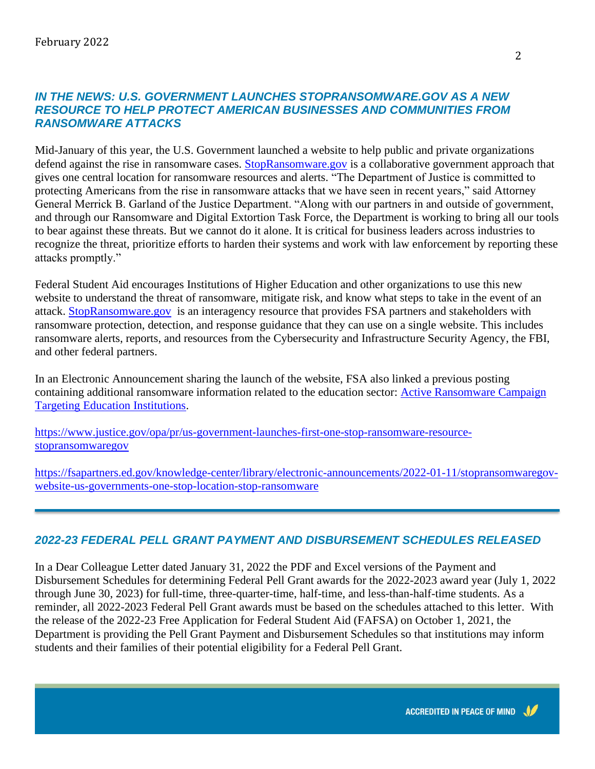## *IN THE NEWS: U.S. GOVERNMENT LAUNCHES STOPRANSOMWARE.GOV AS A NEW RESOURCE TO HELP PROTECT AMERICAN BUSINESSES AND COMMUNITIES FROM RANSOMWARE ATTACKS*

Mid-January of this year, the U.S. Government launched a website to help public and private organizations defend against the rise in ransomware cases. [StopRansomware.gov](https://www.stopransomware.gov) is a collaborative government approach that gives one central location for ransomware resources and alerts. "The Department of Justice is committed to protecting Americans from the rise in ransomware attacks that we have seen in recent years," said Attorney General Merrick B. Garland of the Justice Department. "Along with our partners in and outside of government, and through our Ransomware and Digital Extortion Task Force, the Department is working to bring all our tools to bear against these threats. But we cannot do it alone. It is critical for business leaders across industries to recognize the threat, prioritize efforts to harden their systems and work with law enforcement by reporting these attacks promptly."

Federal Student Aid encourages Institutions of Higher Education and other organizations to use this new website to understand the threat of ransomware, mitigate risk, and know what steps to take in the event of an attack. [StopRansomware.gov](https://www.stopransomware.gov) is an interagency resource that provides FSA partners and stakeholders with ransomware protection, detection, and response guidance that they can use on a single website. This includes ransomware alerts, reports, and resources from the Cybersecurity and Infrastructure Security Agency, the FBI, and other federal partners.

In an Electronic Announcement sharing the launch of the website, FSA also linked a previous posting containing additional ransomware information related to the education sector: Active Ransomware Campaign Targeting Education Institutions.

https://www.justice.gov/opa/pr/us-government-launches-first-one-stop-ransomware-resource-stopransomwaregov

https://fsapartners.ed.gov/knowledge-center/library/electronic-announcements/2022-01-11/stopransomwaregov-website-us-governments-one-stop-location-stop-ransomware

---

## *2022-23 FEDERAL PELL GRANT PAYMENT AND DISBURSEMENT SCHEDULES RELEASED*

In a Dear Colleague Letter dated January 31, 2022 the PDF and Excel versions of the Payment and Disbursement Schedules for determining Federal Pell Grant awards for the 2022-2023 award year (July 1, 2022 through June 30, 2023) for full-time, three-quarter-time, half-time, and less-than-half-time students. As a reminder, all 2022-2023 Federal Pell Grant awards must be based on the schedules attached to this letter. With the release of the 2022-23 Free Application for Federal Student Aid (FAFSA) on October 1, 2021, the Department is providing the Pell Grant Payment and Disbursement Schedules so that institutions may inform students and their families of their potential eligibility for a Federal Pell Grant.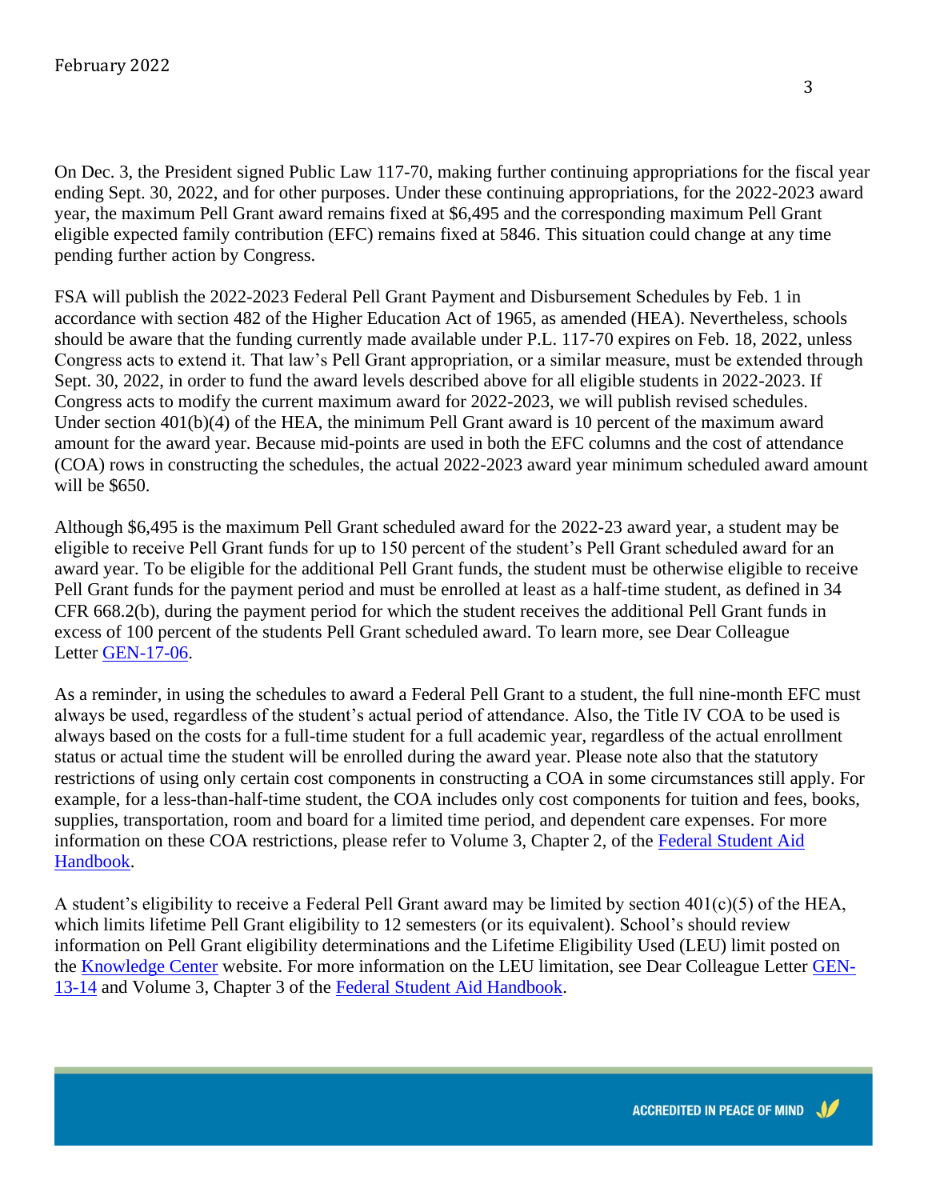On Dec. 3, the President signed Public Law 117-70, making further continuing appropriations for the fiscal year ending Sept. 30, 2022, and for other purposes. Under these continuing appropriations, for the 2022-2023 award year, the maximum Pell Grant award remains fixed at $6,495 and the corresponding maximum Pell Grant eligible expected family contribution (EFC) remains fixed at 5846. This situation could change at any time pending further action by Congress.

FSA will publish the 2022-2023 Federal Pell Grant Payment and Disbursement Schedules by Feb. 1 in accordance with section 482 of the Higher Education Act of 1965, as amended (HEA). Nevertheless, schools should be aware that the funding currently made available under P.L. 117-70 expires on Feb. 18, 2022, unless Congress acts to extend it. That law's Pell Grant appropriation, or a similar measure, must be extended through Sept. 30, 2022, in order to fund the award levels described above for all eligible students in 2022-2023. If Congress acts to modify the current maximum award for 2022-2023, we will publish revised schedules. Under section 401(b)(4) of the HEA, the minimum Pell Grant award is 10 percent of the maximum award amount for the award year. Because mid-points are used in both the EFC columns and the cost of attendance (COA) rows in constructing the schedules, the actual 2022-2023 award year minimum scheduled award amount will be $650.

Although $6,495 is the maximum Pell Grant scheduled award for the 2022-23 award year, a student may be eligible to receive Pell Grant funds for up to 150 percent of the student's Pell Grant scheduled award for an award year. To be eligible for the additional Pell Grant funds, the student must be otherwise eligible to receive Pell Grant funds for the payment period and must be enrolled at least as a half-time student, as defined in 34 CFR 668.2(b), during the payment period for which the student receives the additional Pell Grant funds in excess of 100 percent of the students Pell Grant scheduled award. To learn more, see Dear Colleague Letter [GEN-17-06](GEN-17-06).

As a reminder, in using the schedules to award a Federal Pell Grant to a student, the full nine-month EFC must always be used, regardless of the student's actual period of attendance. Also, the Title IV COA to be used is always based on the costs for a full-time student for a full academic year, regardless of the actual enrollment status or actual time the student will be enrolled during the award year. Please note also that the statutory restrictions of using only certain cost components in constructing a COA in some circumstances still apply. For example, for a less-than-half-time student, the COA includes only cost components for tuition and fees, books, supplies, transportation, room and board for a limited time period, and dependent care expenses. For more information on these COA restrictions, please refer to Volume 3, Chapter 2, of the Federal Student Aid Handbook.

A student's eligibility to receive a Federal Pell Grant award may be limited by section 401(c)(5) of the HEA, which limits lifetime Pell Grant eligibility to 12 semesters (or its equivalent). School's should review information on Pell Grant eligibility determinations and the Lifetime Eligibility Used (LEU) limit posted on the Knowledge Center website. For more information on the LEU limitation, see Dear Colleague Letter GEN-13-14 and Volume 3, Chapter 3 of the Federal Student Aid Handbook.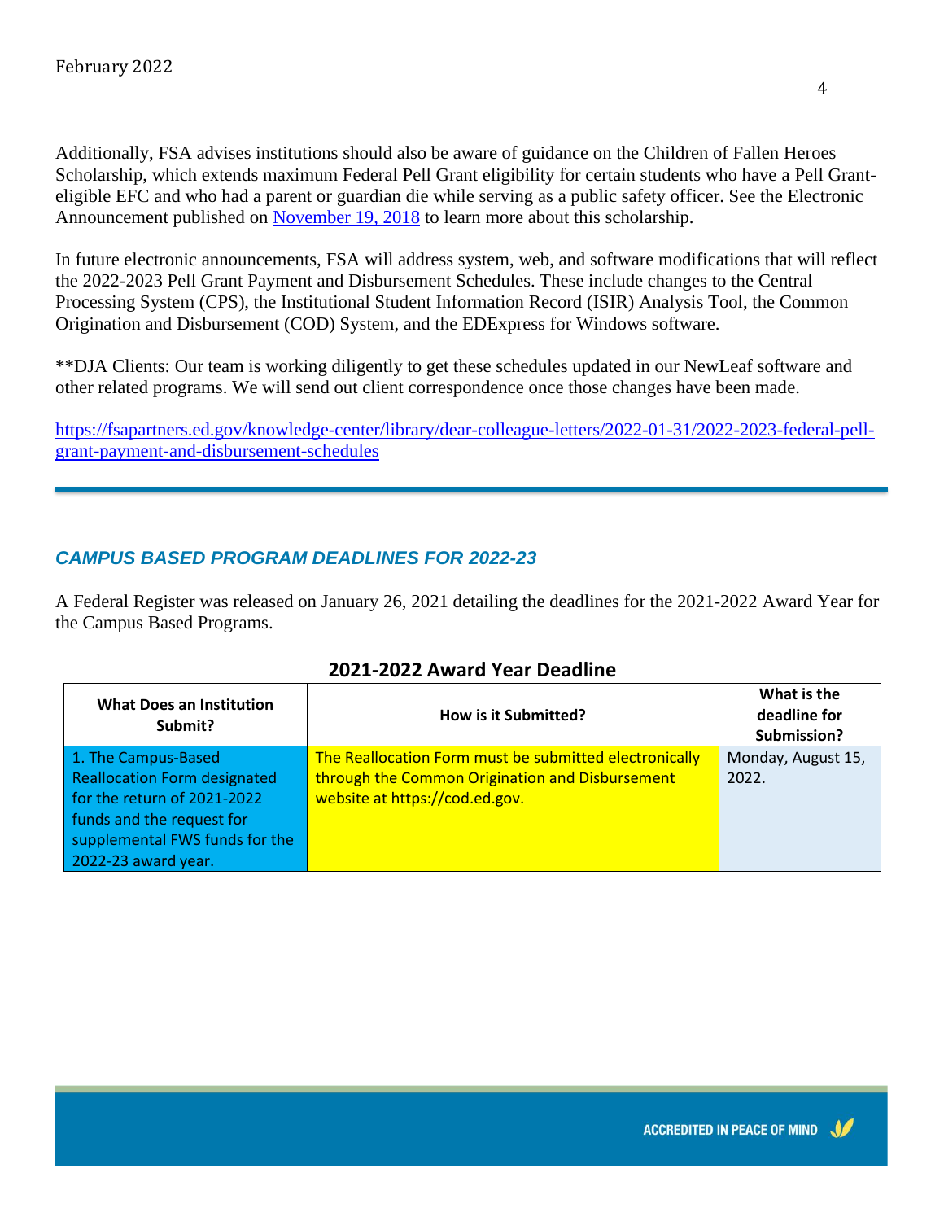Additionally, FSA advises institutions should also be aware of guidance on the Children of Fallen Heroes Scholarship, which extends maximum Federal Pell Grant eligibility for certain students who have a Pell Grant-eligible EFC and who had a parent or guardian die while serving as a public safety officer. See the Electronic Announcement published on [November 19, 2018](#) to learn more about this scholarship.

In future electronic announcements, FSA will address system, web, and software modifications that will reflect the 2022-2023 Pell Grant Payment and Disbursement Schedules. These include changes to the Central Processing System (CPS), the Institutional Student Information Record (ISIR) Analysis Tool, the Common Origination and Disbursement (COD) System, and the EDExpress for Windows software.

**DJA Clients: Our team is working diligently to get these schedules updated in our NewLeaf software and other related programs. We will send out client correspondence once those changes have been made.

https://fsapartners.ed.gov/knowledge-center/library/dear-colleague-letters/2022-01-31/2022-2023-federal-pell-grant-payment-and-disbursement-schedules

---

## *CAMPUS BASED PROGRAM DEADLINES FOR 2022-23*

A Federal Register was released on January 26, 2021 detailing the deadlines for the 2021-2022 Award Year for the Campus Based Programs.

**2021-2022 Award Year Deadline**

| What Does an Institution Submit? | How is it Submitted? | What is the deadline for Submission? |
| --- | --- | --- |
| 1. The Campus-Based Reallocation Form designated for the return of 2021-2022 funds and the request for supplemental FWS funds for the 2022-23 award year. | The Reallocation Form must be submitted electronically through the Common Origination and Disbursement website at https://cod.ed.gov. | Monday, August 15, 2022. |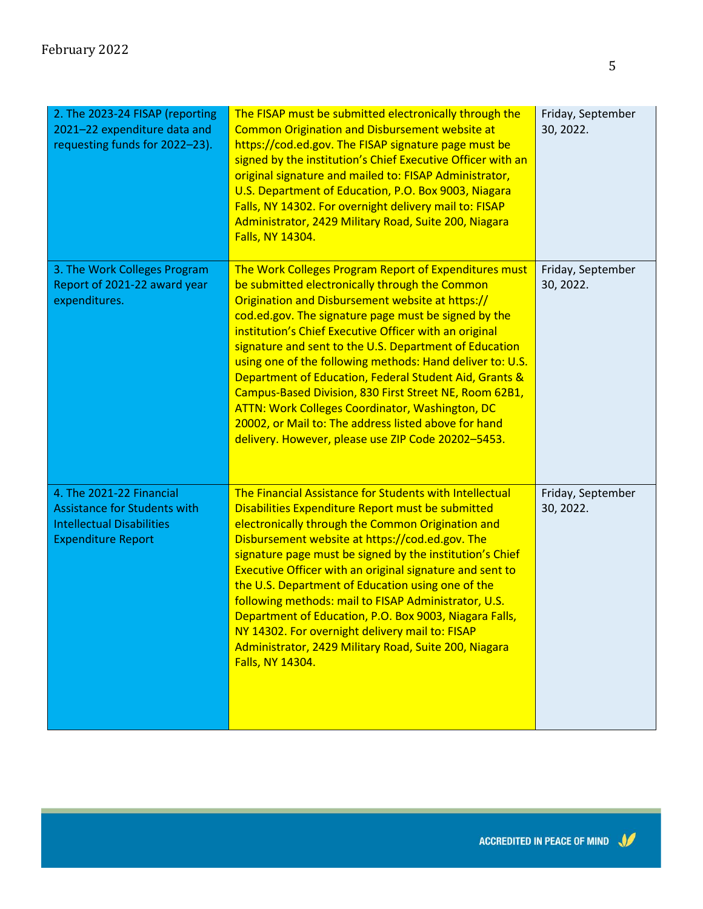| | | |
|---|---|---|
| 2. The 2023-24 FISAP (reporting 2021–22 expenditure data and requesting funds for 2022–23). | The FISAP must be submitted electronically through the Common Origination and Disbursement website at https://cod.ed.gov. The FISAP signature page must be signed by the institution's Chief Executive Officer with an original signature and mailed to: FISAP Administrator, U.S. Department of Education, P.O. Box 9003, Niagara Falls, NY 14302. For overnight delivery mail to: FISAP Administrator, 2429 Military Road, Suite 200, Niagara Falls, NY 14304. | Friday, September 30, 2022. |
| 3. The Work Colleges Program Report of 2021-22 award year expenditures. | The Work Colleges Program Report of Expenditures must be submitted electronically through the Common Origination and Disbursement website at https:// cod.ed.gov. The signature page must be signed by the institution's Chief Executive Officer with an original signature and sent to the U.S. Department of Education using one of the following methods: Hand deliver to: U.S. Department of Education, Federal Student Aid, Grants & Campus-Based Division, 830 First Street NE, Room 62B1, ATTN: Work Colleges Coordinator, Washington, DC 20002, or Mail to: The address listed above for hand delivery. However, please use ZIP Code 20202–5453. | Friday, September 30, 2022. |
| 4. The 2021-22 Financial Assistance for Students with Intellectual Disabilities Expenditure Report | The Financial Assistance for Students with Intellectual Disabilities Expenditure Report must be submitted electronically through the Common Origination and Disbursement website at https://cod.ed.gov. The signature page must be signed by the institution's Chief Executive Officer with an original signature and sent to the U.S. Department of Education using one of the following methods: mail to FISAP Administrator, U.S. Department of Education, P.O. Box 9003, Niagara Falls, NY 14302. For overnight delivery mail to: FISAP Administrator, 2429 Military Road, Suite 200, Niagara Falls, NY 14304. | Friday, September 30, 2022. |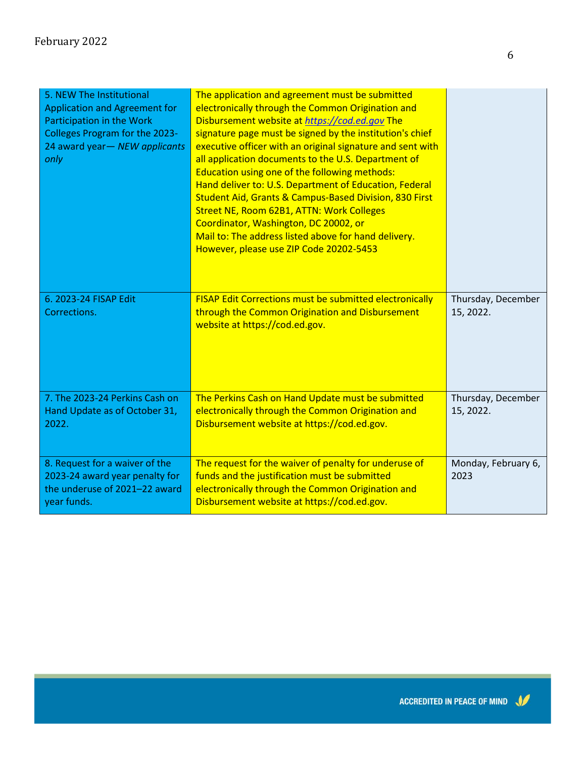| | | |
|---|---|---|
| 5. NEW The Institutional Application and Agreement for Participation in the Work Colleges Program for the 2023-24 award year— *NEW applicants only* | The application and agreement must be submitted electronically through the Common Origination and Disbursement website at *https://cod.ed.gov* The signature page must be signed by the institution's chief executive officer with an original signature and sent with all application documents to the U.S. Department of Education using one of the following methods: Hand deliver to: U.S. Department of Education, Federal Student Aid, Grants & Campus-Based Division, 830 First Street NE, Room 62B1, ATTN: Work Colleges Coordinator, Washington, DC 20002, or Mail to: The address listed above for hand delivery. However, please use ZIP Code 20202-5453 | |
| 6. 2023-24 FISAP Edit Corrections. | FISAP Edit Corrections must be submitted electronically through the Common Origination and Disbursement website at https://cod.ed.gov. | Thursday, December 15, 2022. |
| 7. The 2023-24 Perkins Cash on Hand Update as of October 31, 2022. | The Perkins Cash on Hand Update must be submitted electronically through the Common Origination and Disbursement website at https://cod.ed.gov. | Thursday, December 15, 2022. |
| 8. Request for a waiver of the 2023-24 award year penalty for the underuse of 2021–22 award year funds. | The request for the waiver of penalty for underuse of funds and the justification must be submitted electronically through the Common Origination and Disbursement website at https://cod.ed.gov. | Monday, February 6, 2023 |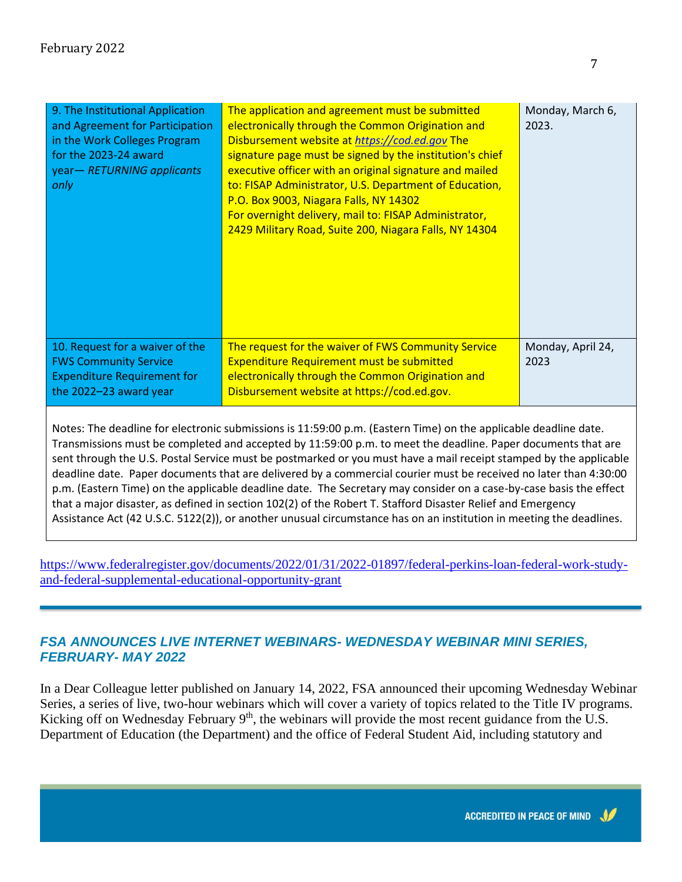| | | |
|---|---|---|
| 9. The Institutional Application and Agreement for Participation in the Work Colleges Program for the 2023-24 award year— *RETURNING applicants only* | The application and agreement must be submitted electronically through the Common Origination and Disbursement website at *https://cod.ed.gov* The signature page must be signed by the institution's chief executive officer with an original signature and mailed to: FISAP Administrator, U.S. Department of Education, P.O. Box 9003, Niagara Falls, NY 14302<br>For overnight delivery, mail to: FISAP Administrator, 2429 Military Road, Suite 200, Niagara Falls, NY 14304 | Monday, March 6, 2023. |
| 10. Request for a waiver of the FWS Community Service Expenditure Requirement for the 2022–23 award year | The request for the waiver of FWS Community Service Expenditure Requirement must be submitted electronically through the Common Origination and Disbursement website at https://cod.ed.gov. | Monday, April 24, 2023 |

Notes: The deadline for electronic submissions is 11:59:00 p.m. (Eastern Time) on the applicable deadline date. Transmissions must be completed and accepted by 11:59:00 p.m. to meet the deadline. Paper documents that are sent through the U.S. Postal Service must be postmarked or you must have a mail receipt stamped by the applicable deadline date. Paper documents that are delivered by a commercial courier must be received no later than 4:30:00 p.m. (Eastern Time) on the applicable deadline date. The Secretary may consider on a case-by-case basis the effect that a major disaster, as defined in section 102(2) of the Robert T. Stafford Disaster Relief and Emergency Assistance Act (42 U.S.C. 5122(2)), or another unusual circumstance has on an institution in meeting the deadlines.

https://www.federalregister.gov/documents/2022/01/31/2022-01897/federal-perkins-loan-federal-work-study-and-federal-supplemental-educational-opportunity-grant

---

## *FSA ANNOUNCES LIVE INTERNET WEBINARS- WEDNESDAY WEBINAR MINI SERIES, FEBRUARY- MAY 2022*

In a Dear Colleague letter published on January 14, 2022, FSA announced their upcoming Wednesday Webinar Series, a series of live, two-hour webinars which will cover a variety of topics related to the Title IV programs. Kicking off on Wednesday February 9th, the webinars will provide the most recent guidance from the U.S. Department of Education (the Department) and the office of Federal Student Aid, including statutory and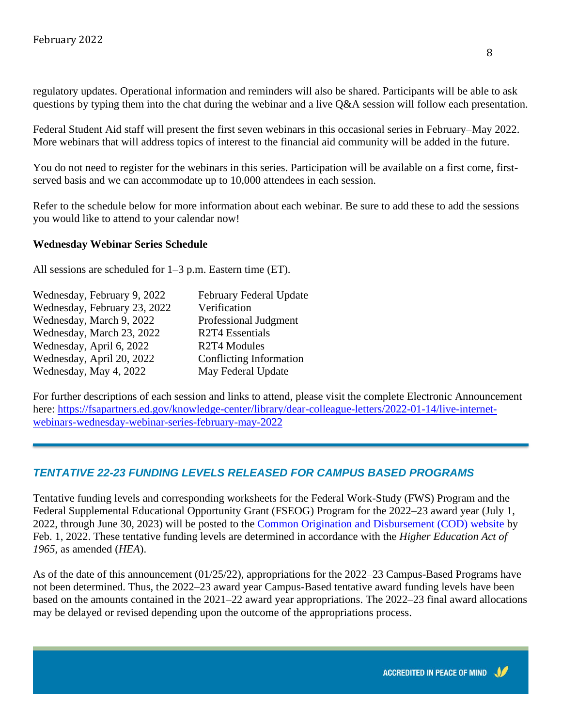regulatory updates. Operational information and reminders will also be shared. Participants will be able to ask questions by typing them into the chat during the webinar and a live Q&A session will follow each presentation.

Federal Student Aid staff will present the first seven webinars in this occasional series in February–May 2022. More webinars that will address topics of interest to the financial aid community will be added in the future.

You do not need to register for the webinars in this series. Participation will be available on a first come, first-served basis and we can accommodate up to 10,000 attendees in each session.

Refer to the schedule below for more information about each webinar. Be sure to add these to add the sessions you would like to attend to your calendar now!

**Wednesday Webinar Series Schedule**

All sessions are scheduled for 1–3 p.m. Eastern time (ET).

| | |
|---|---|
| Wednesday, February 9, 2022 | February Federal Update |
| Wednesday, February 23, 2022 | Verification |
| Wednesday, March 9, 2022 | Professional Judgment |
| Wednesday, March 23, 2022 | R2T4 Essentials |
| Wednesday, April 6, 2022 | R2T4 Modules |
| Wednesday, April 20, 2022 | Conflicting Information |
| Wednesday, May 4, 2022 | May Federal Update |

For further descriptions of each session and links to attend, please visit the complete Electronic Announcement here: [https://fsapartners.ed.gov/knowledge-center/library/dear-colleague-letters/2022-01-14/live-internet-webinars-wednesday-webinar-series-february-may-2022](https://fsapartners.ed.gov/knowledge-center/library/dear-colleague-letters/2022-01-14/live-internet-webinars-wednesday-webinar-series-february-may-2022)

---

## *TENTATIVE 22-23 FUNDING LEVELS RELEASED FOR CAMPUS BASED PROGRAMS*

Tentative funding levels and corresponding worksheets for the Federal Work-Study (FWS) Program and the Federal Supplemental Educational Opportunity Grant (FSEOG) Program for the 2022–23 award year (July 1, 2022, through June 30, 2023) will be posted to the Common Origination and Disbursement (COD) website by Feb. 1, 2022. These tentative funding levels are determined in accordance with the *Higher Education Act of 1965*, as amended (*HEA*).

As of the date of this announcement (01/25/22), appropriations for the 2022–23 Campus-Based Programs have not been determined. Thus, the 2022–23 award year Campus-Based tentative award funding levels have been based on the amounts contained in the 2021–22 award year appropriations. The 2022–23 final award allocations may be delayed or revised depending upon the outcome of the appropriations process.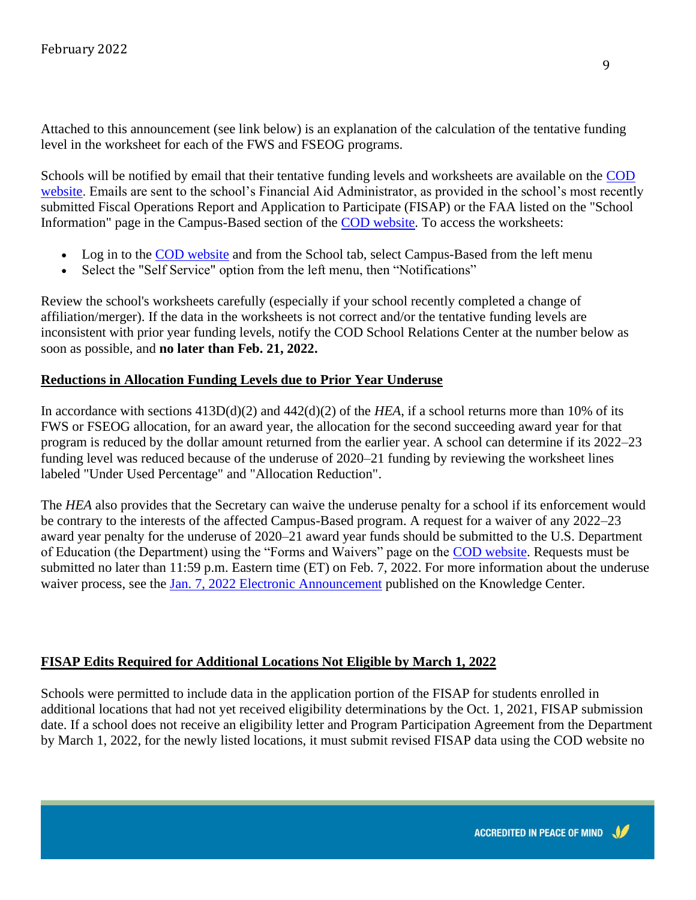Attached to this announcement (see link below) is an explanation of the calculation of the tentative funding level in the worksheet for each of the FWS and FSEOG programs.

Schools will be notified by email that their tentative funding levels and worksheets are available on the COD website. Emails are sent to the school's Financial Aid Administrator, as provided in the school's most recently submitted Fiscal Operations Report and Application to Participate (FISAP) or the FAA listed on the "School Information" page in the Campus-Based section of the COD website. To access the worksheets:

- Log in to the COD website and from the School tab, select Campus-Based from the left menu
- Select the "Self Service" option from the left menu, then "Notifications"

Review the school's worksheets carefully (especially if your school recently completed a change of affiliation/merger). If the data in the worksheets is not correct and/or the tentative funding levels are inconsistent with prior year funding levels, notify the COD School Relations Center at the number below as soon as possible, and **no later than Feb. 21, 2022.**

## Reductions in Allocation Funding Levels due to Prior Year Underuse

In accordance with sections 413D(d)(2) and 442(d)(2) of the *HEA*, if a school returns more than 10% of its FWS or FSEOG allocation, for an award year, the allocation for the second succeeding award year for that program is reduced by the dollar amount returned from the earlier year. A school can determine if its 2022–23 funding level was reduced because of the underuse of 2020–21 funding by reviewing the worksheet lines labeled "Under Used Percentage" and "Allocation Reduction".

The *HEA* also provides that the Secretary can waive the underuse penalty for a school if its enforcement would be contrary to the interests of the affected Campus-Based program. A request for a waiver of any 2022–23 award year penalty for the underuse of 2020–21 award year funds should be submitted to the U.S. Department of Education (the Department) using the "Forms and Waivers" page on the COD website. Requests must be submitted no later than 11:59 p.m. Eastern time (ET) on Feb. 7, 2022. For more information about the underuse waiver process, see the Jan. 7, 2022 Electronic Announcement published on the Knowledge Center.

## FISAP Edits Required for Additional Locations Not Eligible by March 1, 2022

Schools were permitted to include data in the application portion of the FISAP for students enrolled in additional locations that had not yet received eligibility determinations by the Oct. 1, 2021, FISAP submission date. If a school does not receive an eligibility letter and Program Participation Agreement from the Department by March 1, 2022, for the newly listed locations, it must submit revised FISAP data using the COD website no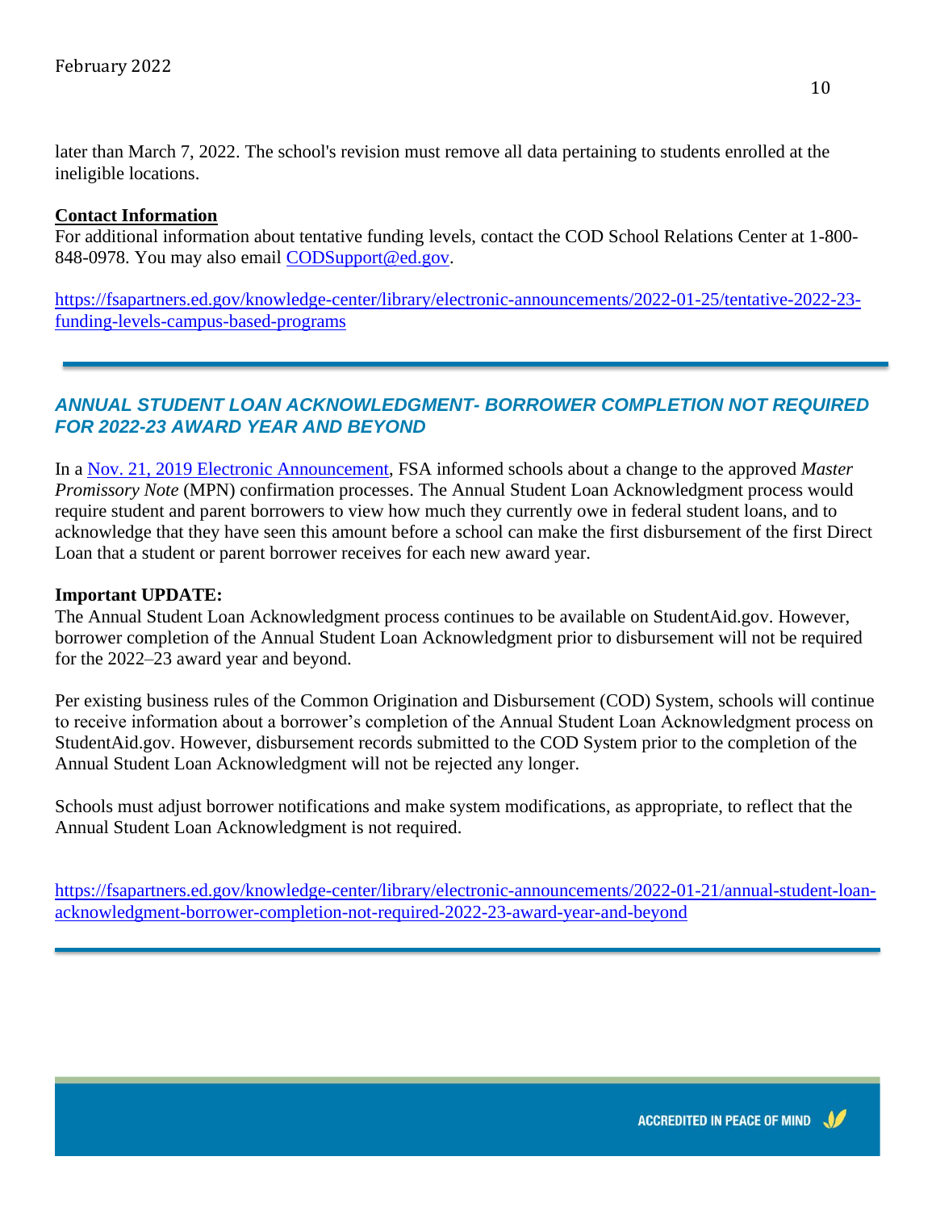later than March 7, 2022. The school's revision must remove all data pertaining to students enrolled at the ineligible locations.

**Contact Information**
For additional information about tentative funding levels, contact the COD School Relations Center at 1-800-848-0978. You may also email [CODSupport@ed.gov](mailto:CODSupport@ed.gov).

[https://fsapartners.ed.gov/knowledge-center/library/electronic-announcements/2022-01-25/tentative-2022-23-funding-levels-campus-based-programs](https://fsapartners.ed.gov/knowledge-center/library/electronic-announcements/2022-01-25/tentative-2022-23-funding-levels-campus-based-programs)

---

## *ANNUAL STUDENT LOAN ACKNOWLEDGMENT- BORROWER COMPLETION NOT REQUIRED FOR 2022-23 AWARD YEAR AND BEYOND*

In a Nov. 21, 2019 Electronic Announcement, FSA informed schools about a change to the approved *Master Promissory Note* (MPN) confirmation processes. The Annual Student Loan Acknowledgment process would require student and parent borrowers to view how much they currently owe in federal student loans, and to acknowledge that they have seen this amount before a school can make the first disbursement of the first Direct Loan that a student or parent borrower receives for each new award year.

**Important UPDATE:**
The Annual Student Loan Acknowledgment process continues to be available on StudentAid.gov. However, borrower completion of the Annual Student Loan Acknowledgment prior to disbursement will not be required for the 2022–23 award year and beyond.

Per existing business rules of the Common Origination and Disbursement (COD) System, schools will continue to receive information about a borrower's completion of the Annual Student Loan Acknowledgment process on StudentAid.gov. However, disbursement records submitted to the COD System prior to the completion of the Annual Student Loan Acknowledgment will not be rejected any longer.

Schools must adjust borrower notifications and make system modifications, as appropriate, to reflect that the Annual Student Loan Acknowledgment is not required.

[https://fsapartners.ed.gov/knowledge-center/library/electronic-announcements/2022-01-21/annual-student-loan-acknowledgment-borrower-completion-not-required-2022-23-award-year-and-beyond](https://fsapartners.ed.gov/knowledge-center/library/electronic-announcements/2022-01-21/annual-student-loan-acknowledgment-borrower-completion-not-required-2022-23-award-year-and-beyond)

---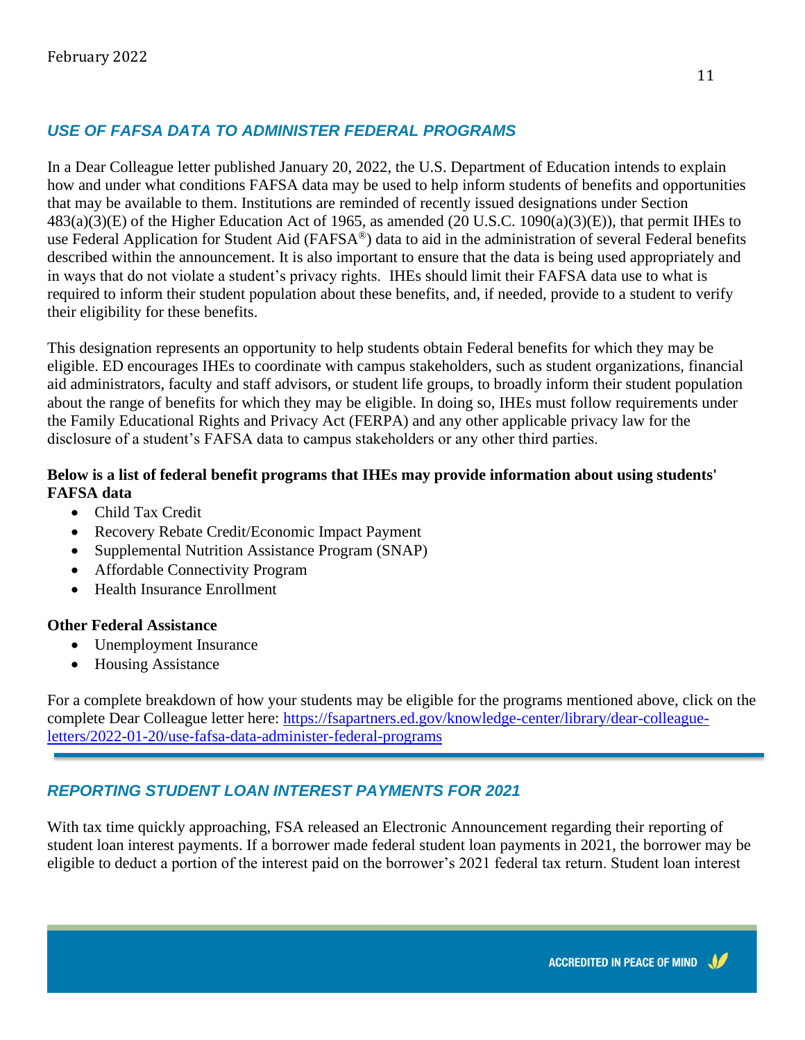## *USE OF FAFSA DATA TO ADMINISTER FEDERAL PROGRAMS*

In a Dear Colleague letter published January 20, 2022, the U.S. Department of Education intends to explain how and under what conditions FAFSA data may be used to help inform students of benefits and opportunities that may be available to them. Institutions are reminded of recently issued designations under Section 483(a)(3)(E) of the Higher Education Act of 1965, as amended (20 U.S.C. 1090(a)(3)(E)), that permit IHEs to use Federal Application for Student Aid (FAFSA®) data to aid in the administration of several Federal benefits described within the announcement. It is also important to ensure that the data is being used appropriately and in ways that do not violate a student's privacy rights. IHEs should limit their FAFSA data use to what is required to inform their student population about these benefits, and, if needed, provide to a student to verify their eligibility for these benefits.

This designation represents an opportunity to help students obtain Federal benefits for which they may be eligible. ED encourages IHEs to coordinate with campus stakeholders, such as student organizations, financial aid administrators, faculty and staff advisors, or student life groups, to broadly inform their student population about the range of benefits for which they may be eligible. In doing so, IHEs must follow requirements under the Family Educational Rights and Privacy Act (FERPA) and any other applicable privacy law for the disclosure of a student's FAFSA data to campus stakeholders or any other third parties.

**Below is a list of federal benefit programs that IHEs may provide information about using students' FAFSA data**

- Child Tax Credit
- Recovery Rebate Credit/Economic Impact Payment
- Supplemental Nutrition Assistance Program (SNAP)
- Affordable Connectivity Program
- Health Insurance Enrollment

**Other Federal Assistance**

- Unemployment Insurance
- Housing Assistance

For a complete breakdown of how your students may be eligible for the programs mentioned above, click on the complete Dear Colleague letter here: https://fsapartners.ed.gov/knowledge-center/library/dear-colleague-letters/2022-01-20/use-fafsa-data-administer-federal-programs

---

## *REPORTING STUDENT LOAN INTEREST PAYMENTS FOR 2021*

With tax time quickly approaching, FSA released an Electronic Announcement regarding their reporting of student loan interest payments. If a borrower made federal student loan payments in 2021, the borrower may be eligible to deduct a portion of the interest paid on the borrower's 2021 federal tax return. Student loan interest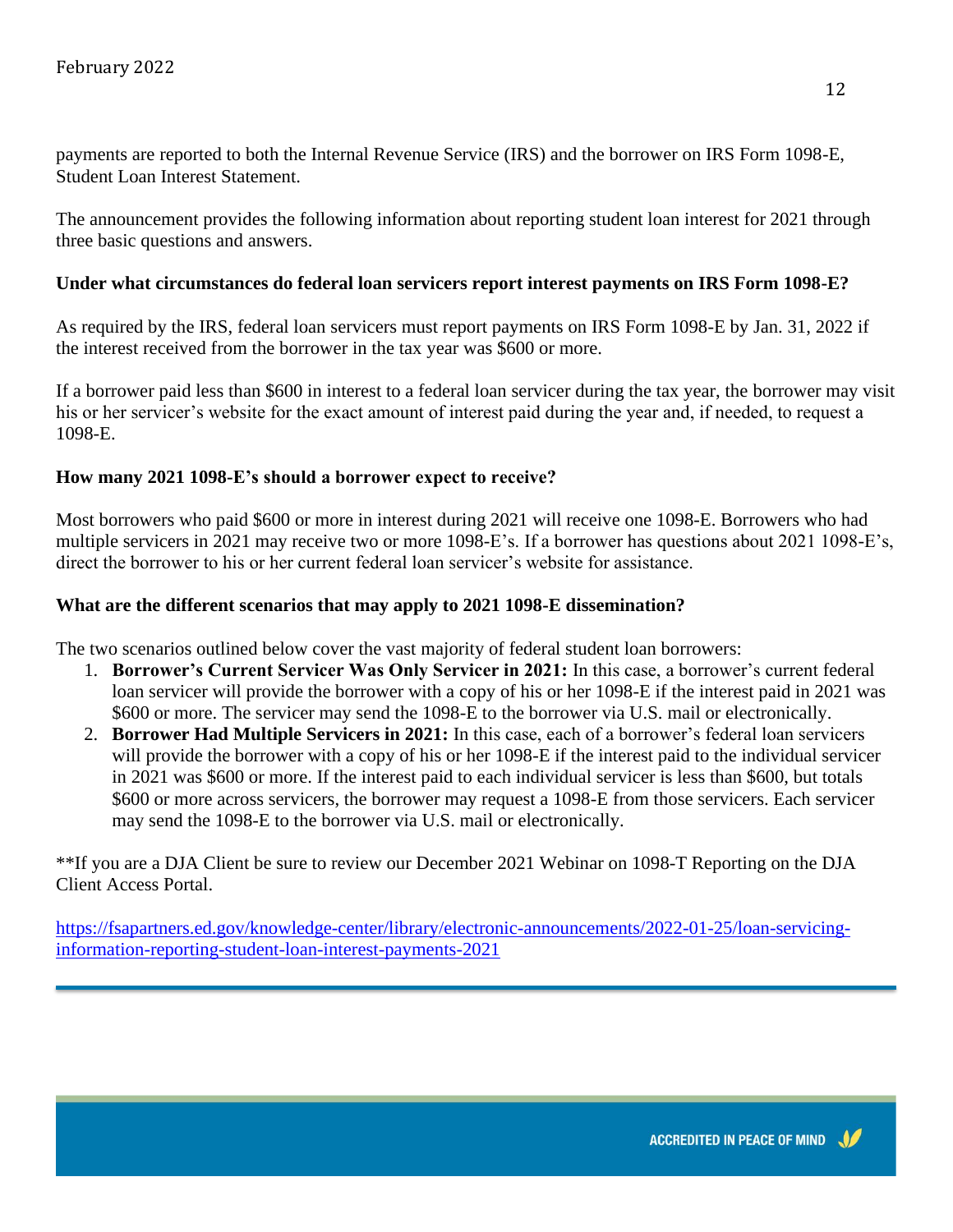payments are reported to both the Internal Revenue Service (IRS) and the borrower on IRS Form 1098-E, Student Loan Interest Statement.

The announcement provides the following information about reporting student loan interest for 2021 through three basic questions and answers.

**Under what circumstances do federal loan servicers report interest payments on IRS Form 1098-E?**

As required by the IRS, federal loan servicers must report payments on IRS Form 1098-E by Jan. 31, 2022 if the interest received from the borrower in the tax year was $600 or more.

If a borrower paid less than $600 in interest to a federal loan servicer during the tax year, the borrower may visit his or her servicer's website for the exact amount of interest paid during the year and, if needed, to request a 1098-E.

**How many 2021 1098-E's should a borrower expect to receive?**

Most borrowers who paid $600 or more in interest during 2021 will receive one 1098-E. Borrowers who had multiple servicers in 2021 may receive two or more 1098-E's. If a borrower has questions about 2021 1098-E's, direct the borrower to his or her current federal loan servicer's website for assistance.

**What are the different scenarios that may apply to 2021 1098-E dissemination?**

The two scenarios outlined below cover the vast majority of federal student loan borrowers:

1. **Borrower's Current Servicer Was Only Servicer in 2021:** In this case, a borrower's current federal loan servicer will provide the borrower with a copy of his or her 1098-E if the interest paid in 2021 was $600 or more. The servicer may send the 1098-E to the borrower via U.S. mail or electronically.
2. **Borrower Had Multiple Servicers in 2021:** In this case, each of a borrower's federal loan servicers will provide the borrower with a copy of his or her 1098-E if the interest paid to the individual servicer in 2021 was $600 or more. If the interest paid to each individual servicer is less than $600, but totals $600 or more across servicers, the borrower may request a 1098-E from those servicers. Each servicer may send the 1098-E to the borrower via U.S. mail or electronically.

**If you are a DJA Client be sure to review our December 2021 Webinar on 1098-T Reporting on the DJA Client Access Portal.

https://fsapartners.ed.gov/knowledge-center/library/electronic-announcements/2022-01-25/loan-servicing-information-reporting-student-loan-interest-payments-2021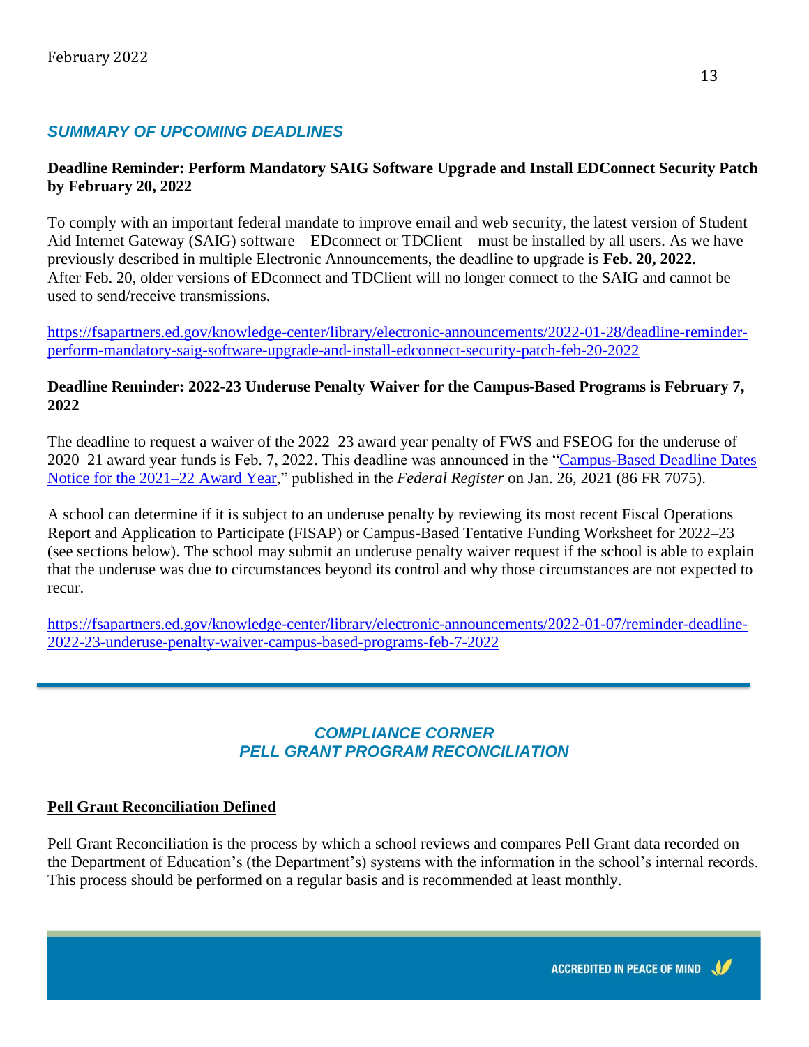## *SUMMARY OF UPCOMING DEADLINES*

**Deadline Reminder: Perform Mandatory SAIG Software Upgrade and Install EDConnect Security Patch by February 20, 2022**

To comply with an important federal mandate to improve email and web security, the latest version of Student Aid Internet Gateway (SAIG) software—EDconnect or TDClient—must be installed by all users. As we have previously described in multiple Electronic Announcements, the deadline to upgrade is **Feb. 20, 2022**. After Feb. 20, older versions of EDconnect and TDClient will no longer connect to the SAIG and cannot be used to send/receive transmissions.

https://fsapartners.ed.gov/knowledge-center/library/electronic-announcements/2022-01-28/deadline-reminder-perform-mandatory-saig-software-upgrade-and-install-edconnect-security-patch-feb-20-2022

**Deadline Reminder: 2022-23 Underuse Penalty Waiver for the Campus-Based Programs is February 7, 2022**

The deadline to request a waiver of the 2022–23 award year penalty of FWS and FSEOG for the underuse of 2020–21 award year funds is Feb. 7, 2022. This deadline was announced in the "Campus-Based Deadline Dates Notice for the 2021–22 Award Year," published in the *Federal Register* on Jan. 26, 2021 (86 FR 7075).

A school can determine if it is subject to an underuse penalty by reviewing its most recent Fiscal Operations Report and Application to Participate (FISAP) or Campus-Based Tentative Funding Worksheet for 2022–23 (see sections below). The school may submit an underuse penalty waiver request if the school is able to explain that the underuse was due to circumstances beyond its control and why those circumstances are not expected to recur.

https://fsapartners.ed.gov/knowledge-center/library/electronic-announcements/2022-01-07/reminder-deadline-2022-23-underuse-penalty-waiver-campus-based-programs-feb-7-2022

---

## *COMPLIANCE CORNER*
## *PELL GRANT PROGRAM RECONCILIATION*

### Pell Grant Reconciliation Defined

Pell Grant Reconciliation is the process by which a school reviews and compares Pell Grant data recorded on the Department of Education's (the Department's) systems with the information in the school's internal records. This process should be performed on a regular basis and is recommended at least monthly.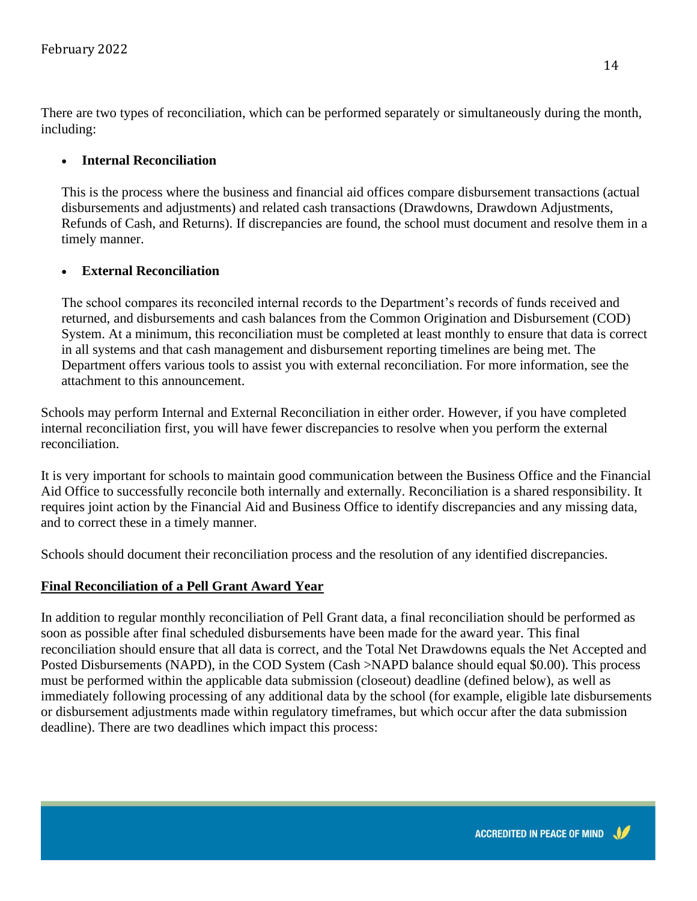There are two types of reconciliation, which can be performed separately or simultaneously during the month, including:

- **Internal Reconciliation**

  This is the process where the business and financial aid offices compare disbursement transactions (actual disbursements and adjustments) and related cash transactions (Drawdowns, Drawdown Adjustments, Refunds of Cash, and Returns). If discrepancies are found, the school must document and resolve them in a timely manner.

- **External Reconciliation**

  The school compares its reconciled internal records to the Department's records of funds received and returned, and disbursements and cash balances from the Common Origination and Disbursement (COD) System. At a minimum, this reconciliation must be completed at least monthly to ensure that data is correct in all systems and that cash management and disbursement reporting timelines are being met. The Department offers various tools to assist you with external reconciliation. For more information, see the attachment to this announcement.

Schools may perform Internal and External Reconciliation in either order. However, if you have completed internal reconciliation first, you will have fewer discrepancies to resolve when you perform the external reconciliation.

It is very important for schools to maintain good communication between the Business Office and the Financial Aid Office to successfully reconcile both internally and externally. Reconciliation is a shared responsibility. It requires joint action by the Financial Aid and Business Office to identify discrepancies and any missing data, and to correct these in a timely manner.

Schools should document their reconciliation process and the resolution of any identified discrepancies.

## Final Reconciliation of a Pell Grant Award Year

In addition to regular monthly reconciliation of Pell Grant data, a final reconciliation should be performed as soon as possible after final scheduled disbursements have been made for the award year. This final reconciliation should ensure that all data is correct, and the Total Net Drawdowns equals the Net Accepted and Posted Disbursements (NAPD), in the COD System (Cash >NAPD balance should equal $0.00). This process must be performed within the applicable data submission (closeout) deadline (defined below), as well as immediately following processing of any additional data by the school (for example, eligible late disbursements or disbursement adjustments made within regulatory timeframes, but which occur after the data submission deadline). There are two deadlines which impact this process: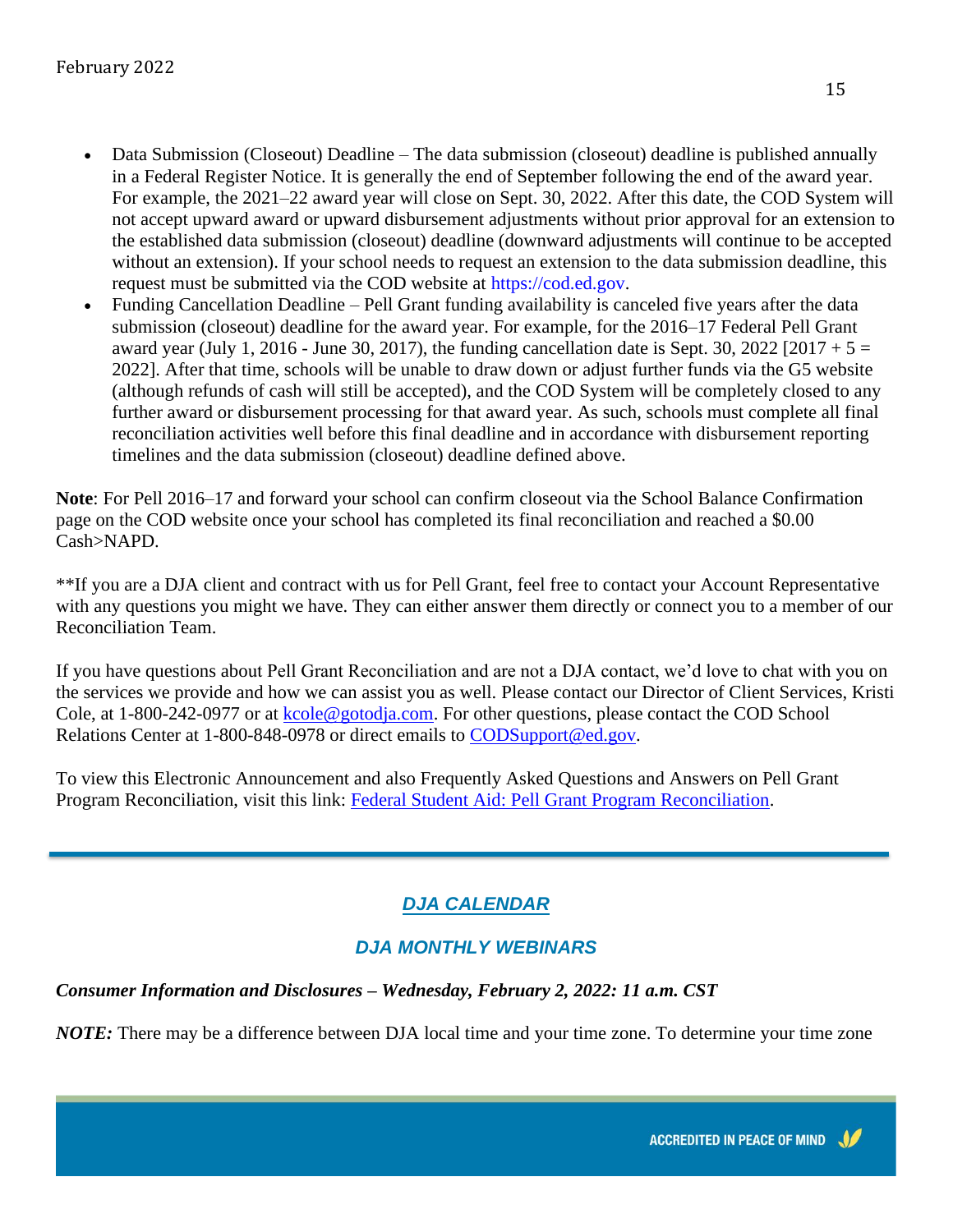- Data Submission (Closeout) Deadline – The data submission (closeout) deadline is published annually in a Federal Register Notice. It is generally the end of September following the end of the award year. For example, the 2021–22 award year will close on Sept. 30, 2022. After this date, the COD System will not accept upward award or upward disbursement adjustments without prior approval for an extension to the established data submission (closeout) deadline (downward adjustments will continue to be accepted without an extension). If your school needs to request an extension to the data submission deadline, this request must be submitted via the COD website at https://cod.ed.gov.
- Funding Cancellation Deadline – Pell Grant funding availability is canceled five years after the data submission (closeout) deadline for the award year. For example, for the 2016–17 Federal Pell Grant award year (July 1, 2016 - June 30, 2017), the funding cancellation date is Sept. 30, 2022 [2017 + 5 = 2022]. After that time, schools will be unable to draw down or adjust further funds via the G5 website (although refunds of cash will still be accepted), and the COD System will be completely closed to any further award or disbursement processing for that award year. As such, schools must complete all final reconciliation activities well before this final deadline and in accordance with disbursement reporting timelines and the data submission (closeout) deadline defined above.

**Note**: For Pell 2016–17 and forward your school can confirm closeout via the School Balance Confirmation page on the COD website once your school has completed its final reconciliation and reached a $0.00 Cash>NAPD.

**If you are a DJA client and contract with us for Pell Grant, feel free to contact your Account Representative with any questions you might we have. They can either answer them directly or connect you to a member of our Reconciliation Team.

If you have questions about Pell Grant Reconciliation and are not a DJA contact, we'd love to chat with you on the services we provide and how we can assist you as well. Please contact our Director of Client Services, Kristi Cole, at 1-800-242-0977 or at kcole@gotodja.com. For other questions, please contact the COD School Relations Center at 1-800-848-0978 or direct emails to CODSupport@ed.gov.

To view this Electronic Announcement and also Frequently Asked Questions and Answers on Pell Grant Program Reconciliation, visit this link: Federal Student Aid: Pell Grant Program Reconciliation.

---

## *DJA CALENDAR*

### *DJA MONTHLY WEBINARS*

***Consumer Information and Disclosures – Wednesday, February 2, 2022: 11 a.m. CST***

***NOTE:*** There may be a difference between DJA local time and your time zone. To determine your time zone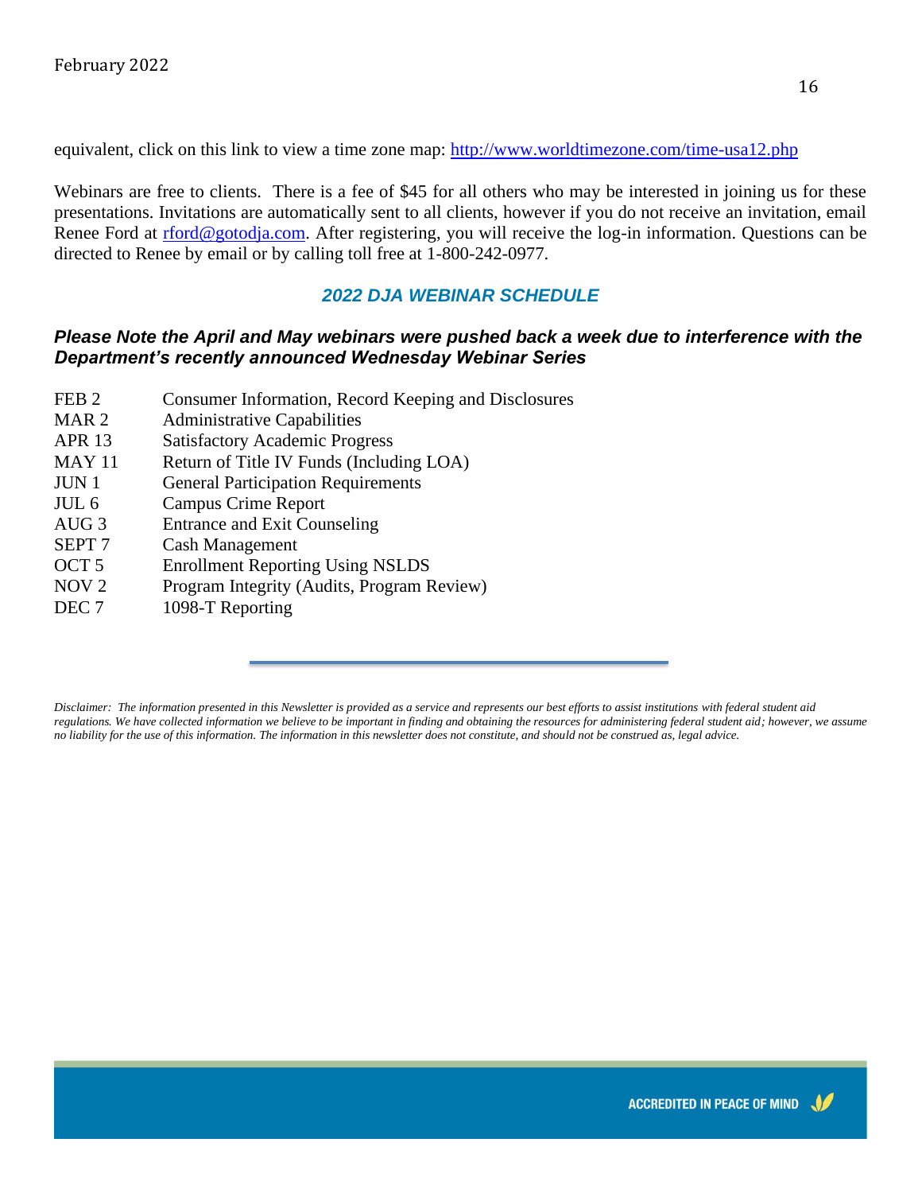equivalent, click on this link to view a time zone map: http://www.worldtimezone.com/time-usa12.php

Webinars are free to clients. There is a fee of $45 for all others who may be interested in joining us for these presentations. Invitations are automatically sent to all clients, however if you do not receive an invitation, email Renee Ford at rford@gotodja.com. After registering, you will receive the log-in information. Questions can be directed to Renee by email or by calling toll free at 1-800-242-0977.

## *2022 DJA WEBINAR SCHEDULE*

***Please Note the April and May webinars were pushed back a week due to interference with the Department's recently announced Wednesday Webinar Series***

| | |
|---|---|
| FEB 2 | Consumer Information, Record Keeping and Disclosures |
| MAR 2 | Administrative Capabilities |
| APR 13 | Satisfactory Academic Progress |
| MAY 11 | Return of Title IV Funds (Including LOA) |
| JUN 1 | General Participation Requirements |
| JUL 6 | Campus Crime Report |
| AUG 3 | Entrance and Exit Counseling |
| SEPT 7 | Cash Management |
| OCT 5 | Enrollment Reporting Using NSLDS |
| NOV 2 | Program Integrity (Audits, Program Review) |
| DEC 7 | 1098-T Reporting |

---

*Disclaimer: The information presented in this Newsletter is provided as a service and represents our best efforts to assist institutions with federal student aid regulations. We have collected information we believe to be important in finding and obtaining the resources for administering federal student aid; however, we assume no liability for the use of this information. The information in this newsletter does not constitute, and should not be construed as, legal advice.*

ACCREDITED IN PEACE OF MIND